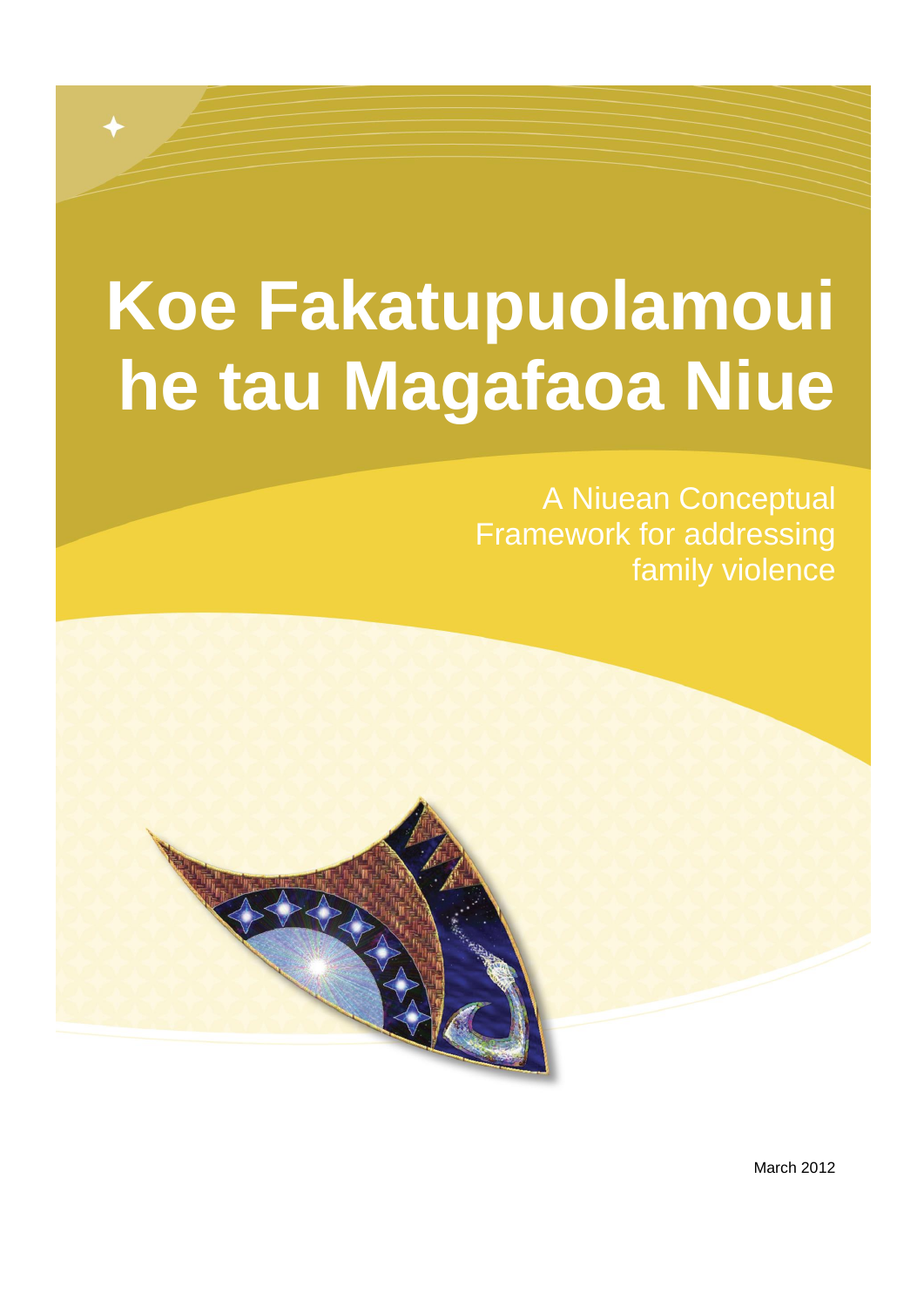# Koe Fakatupuolamoui he tau Magafaoa Niue

A Niuean Conceptual Framework for addressing family violence

March 2012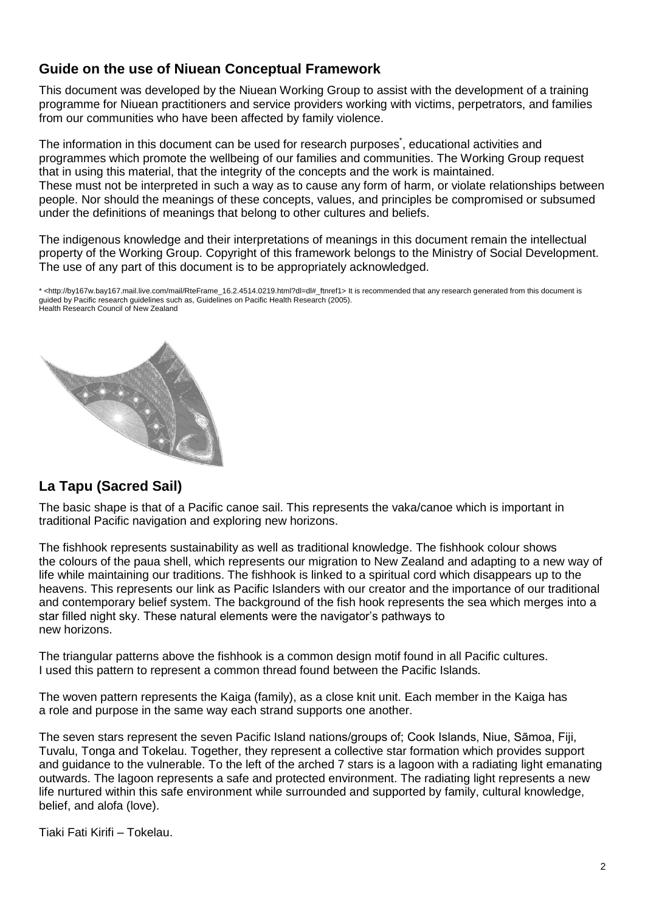## Guide on the use of Niuean Conceptual Framework

This document was developed by the Niuean Working Group to assist with the development of a training programme for Niuean practitioners and service providers working with victims, perpetrators, and families from our communities who have been affected by family violence.

The information in this document can be used for research purposes*, educational activities and programmes which promote the wellbeing of our families and communities. The Working Group request that in using this material, that the integrity of the concepts and the work is maintained.
These must not be interpreted in such a way as to cause any form of harm, or violate relationships between people. Nor should the meanings of these concepts, values, and principles be compromised or subsumed under the definitions of meanings that belong to other cultures and beliefs.

The indigenous knowledge and their interpretations of meanings in this document remain the intellectual property of the Working Group. Copyright of this framework belongs to the Ministry of Social Development. The use of any part of this document is to be appropriately acknowledged.

* <http://by167w.bay167.mail.live.com/mail/RteFrame_16.2.4514.0219.html?dl=dl#_ftnref1> It is recommended that any research generated from this document is guided by Pacific research guidelines such as, Guidelines on Pacific Health Research (2005).
Health Research Council of New Zealand

## La Tapu (Sacred Sail)

The basic shape is that of a Pacific canoe sail. This represents the vaka/canoe which is important in traditional Pacific navigation and exploring new horizons.

The fishhook represents sustainability as well as traditional knowledge. The fishhook colour shows the colours of the paua shell, which represents our migration to New Zealand and adapting to a new way of life while maintaining our traditions. The fishhook is linked to a spiritual cord which disappears up to the heavens. This represents our link as Pacific Islanders with our creator and the importance of our traditional and contemporary belief system. The background of the fish hook represents the sea which merges into a star filled night sky. These natural elements were the navigator's pathways to new horizons.

The triangular patterns above the fishhook is a common design motif found in all Pacific cultures. I used this pattern to represent a common thread found between the Pacific Islands.

The woven pattern represents the Kaiga (family), as a close knit unit. Each member in the Kaiga has a role and purpose in the same way each strand supports one another.

The seven stars represent the seven Pacific Island nations/groups of; Cook Islands, Niue, Sāmoa, Fiji, Tuvalu, Tonga and Tokelau. Together, they represent a collective star formation which provides support and guidance to the vulnerable. To the left of the arched 7 stars is a lagoon with a radiating light emanating outwards. The lagoon represents a safe and protected environment. The radiating light represents a new life nurtured within this safe environment while surrounded and supported by family, cultural knowledge, belief, and alofa (love).

Tiaki Fati Kirifi – Tokelau.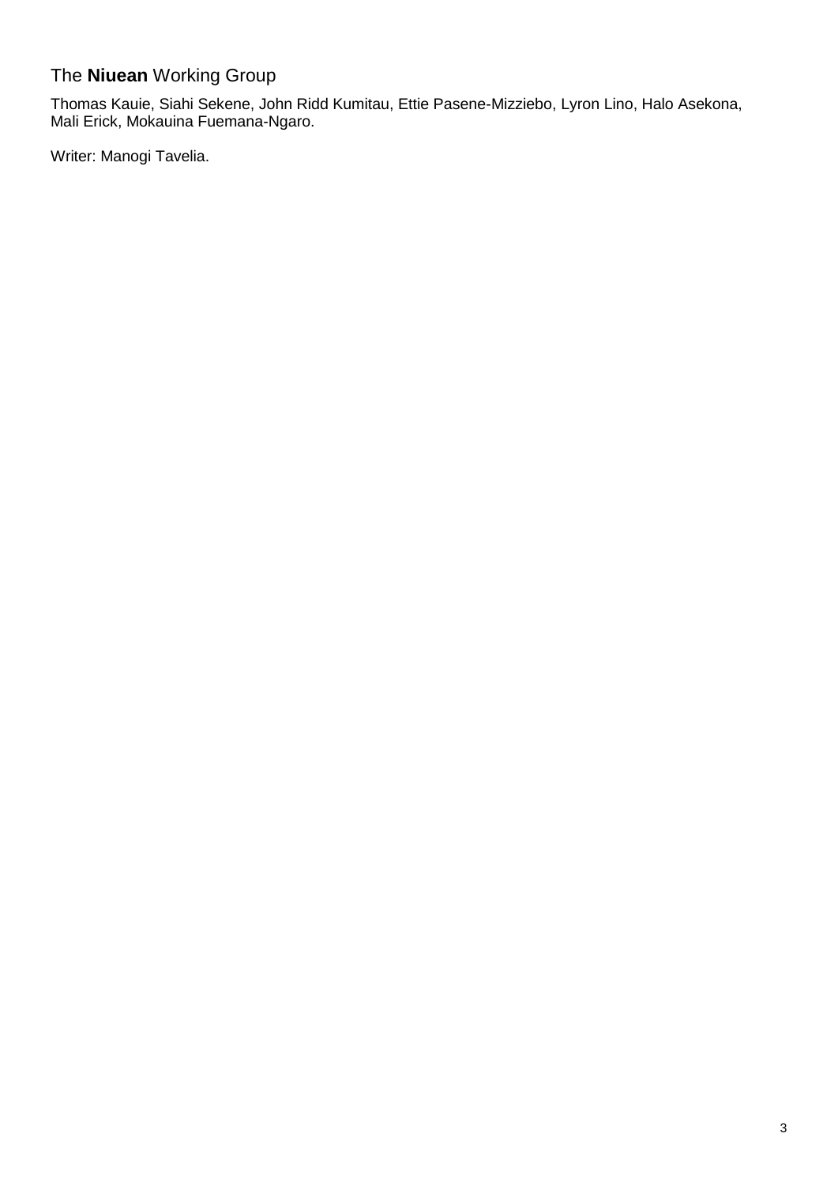## The **Niuean** Working Group

Thomas Kauie, Siahi Sekene, John Ridd Kumitau, Ettie Pasene-Mizziebo, Lyron Lino, Halo Asekona, Mali Erick, Mokauina Fuemana-Ngaro.

Writer: Manogi Tavelia.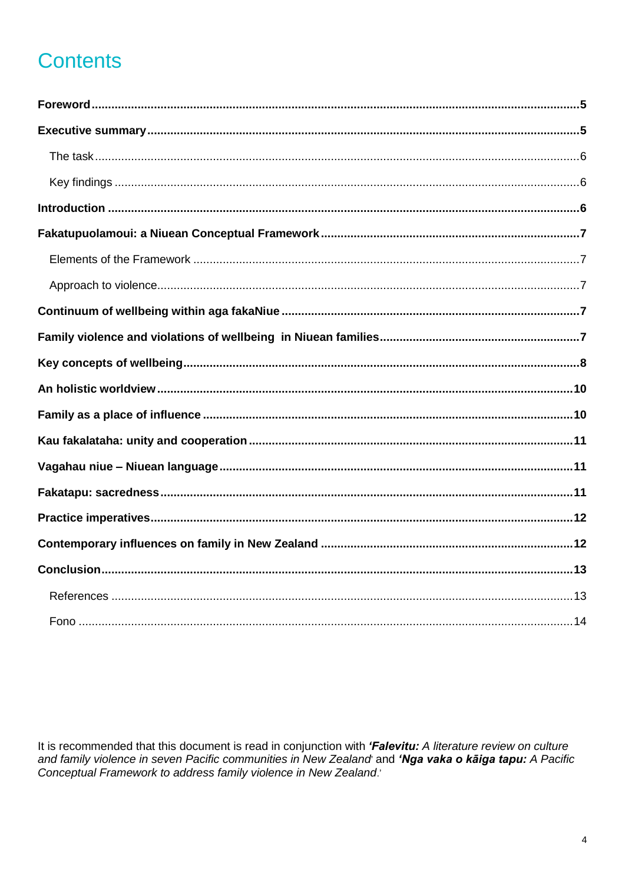# Contents

**Foreword** .......... **5**

**Executive summary** .......... **5**

- The task .......... 6
- Key findings .......... 6

**Introduction** .......... **6**

**Fakatupuolamoui: a Niuean Conceptual Framework** .......... **7**

- Elements of the Framework .......... 7
- Approach to violence .......... 7

**Continuum of wellbeing within aga fakaNiue** .......... **7**

**Family violence and violations of wellbeing in Niuean families** .......... **7**

**Key concepts of wellbeing** .......... **8**

**An holistic worldview** .......... **10**

**Family as a place of influence** .......... **10**

**Kau fakalataha: unity and cooperation** .......... **11**

**Vagahau niue – Niuean language** .......... **11**

**Fakatapu: sacredness** .......... **11**

**Practice imperatives** .......... **12**

**Contemporary influences on family in New Zealand** .......... **12**

**Conclusion** .......... **13**

- References .......... 13
- Fono .......... 14

It is recommended that this document is read in conjunction with ***'Falevitu:** A literature review on culture and family violence in seven Pacific communities in New Zealand'* and ***'Nga vaka o kāiga tapu:** A Pacific Conceptual Framework to address family violence in New Zealand*.'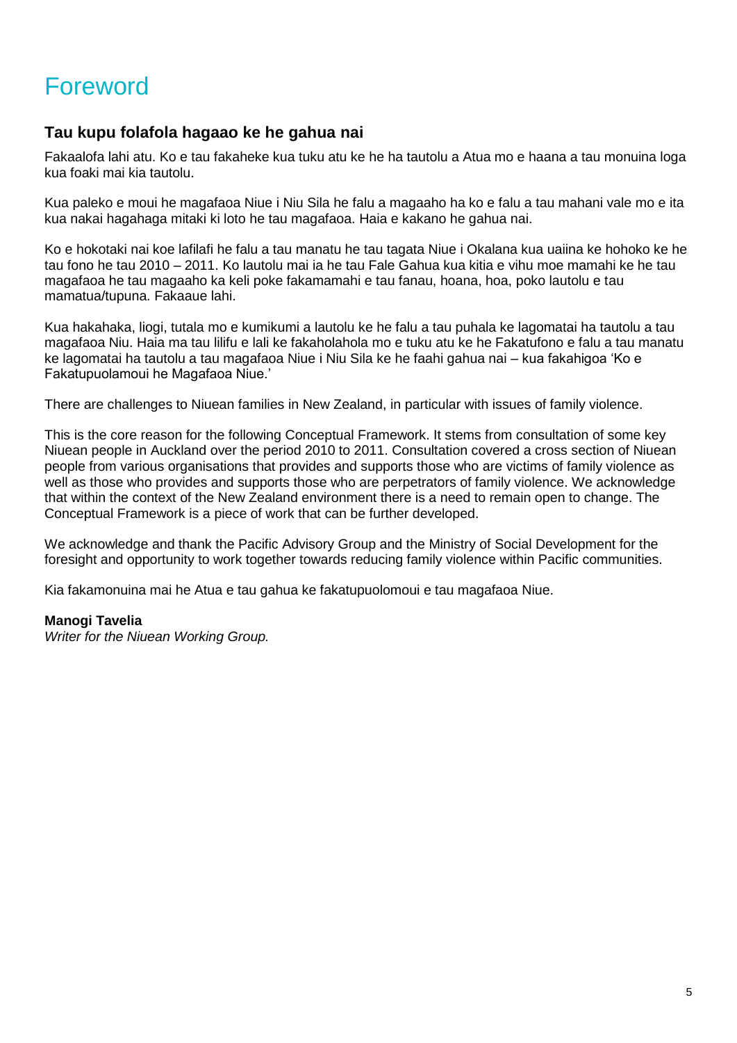# Foreword

## Tau kupu folafola hagaao ke he gahua nai

Fakaalofa lahi atu. Ko e tau fakaheke kua tuku atu ke he ha tautolu a Atua mo e haana a tau monuina loga kua foaki mai kia tautolu.

Kua paleko e moui he magafaoa Niue i Niu Sila he falu a magaaho ha ko e falu a tau mahani vale mo e ita kua nakai hagahaga mitaki ki loto he tau magafaoa. Haia e kakano he gahua nai.

Ko e hokotaki nai koe lafilafi he falu a tau manatu he tau tagata Niue i Okalana kua uaiina ke hohoko ke he tau fono he tau 2010 – 2011. Ko lautolu mai ia he tau Fale Gahua kua kitia e vihu moe mamahi ke he tau magafaoa he tau magaaho ka keli poke fakamamahi e tau fanau, hoana, hoa, poko lautolu e tau mamatua/tupuna. Fakaaue lahi.

Kua hakahaka, liogi, tutala mo e kumikumi a lautolu ke he falu a tau puhala ke lagomatai ha tautolu a tau magafaoa Niu. Haia ma tau lilifu e lali ke fakaholahola mo e tuku atu ke he Fakatufono e falu a tau manatu ke lagomatai ha tautolu a tau magafaoa Niue i Niu Sila ke he faahi gahua nai – kua fakahigoa 'Ko e Fakatupuolamoui he Magafaoa Niue.'

There are challenges to Niuean families in New Zealand, in particular with issues of family violence.

This is the core reason for the following Conceptual Framework. It stems from consultation of some key Niuean people in Auckland over the period 2010 to 2011. Consultation covered a cross section of Niuean people from various organisations that provides and supports those who are victims of family violence as well as those who provides and supports those who are perpetrators of family violence. We acknowledge that within the context of the New Zealand environment there is a need to remain open to change. The Conceptual Framework is a piece of work that can be further developed.

We acknowledge and thank the Pacific Advisory Group and the Ministry of Social Development for the foresight and opportunity to work together towards reducing family violence within Pacific communities.

Kia fakamonuina mai he Atua e tau gahua ke fakatupuolomoui e tau magafaoa Niue.

**Manogi Tavelia**
*Writer for the Niuean Working Group.*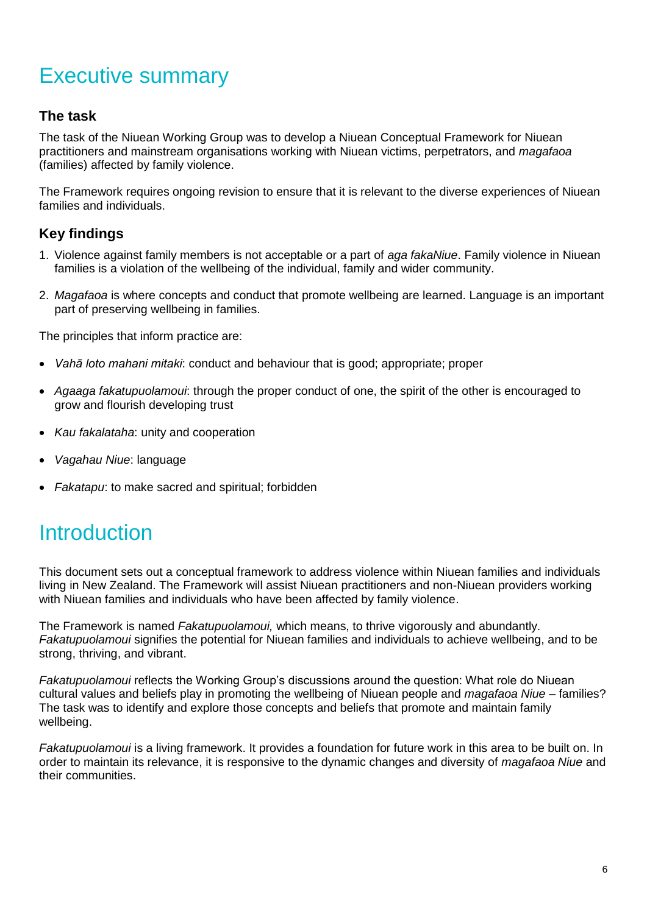# Executive summary

### The task

The task of the Niuean Working Group was to develop a Niuean Conceptual Framework for Niuean practitioners and mainstream organisations working with Niuean victims, perpetrators, and *magafaoa* (families) affected by family violence.

The Framework requires ongoing revision to ensure that it is relevant to the diverse experiences of Niuean families and individuals.

### Key findings

1. Violence against family members is not acceptable or a part of *aga fakaNiue*. Family violence in Niuean families is a violation of the wellbeing of the individual, family and wider community.

2. *Magafaoa* is where concepts and conduct that promote wellbeing are learned. Language is an important part of preserving wellbeing in families.

The principles that inform practice are:

- *Vahā loto mahani mitaki*: conduct and behaviour that is good; appropriate; proper
- *Agaaga fakatupuolamoui*: through the proper conduct of one, the spirit of the other is encouraged to grow and flourish developing trust
- *Kau fakalataha*: unity and cooperation
- *Vagahau Niue*: language
- *Fakatapu*: to make sacred and spiritual; forbidden

# Introduction

This document sets out a conceptual framework to address violence within Niuean families and individuals living in New Zealand. The Framework will assist Niuean practitioners and non-Niuean providers working with Niuean families and individuals who have been affected by family violence.

The Framework is named *Fakatupuolamoui,* which means, to thrive vigorously and abundantly. *Fakatupuolamoui* signifies the potential for Niuean families and individuals to achieve wellbeing, and to be strong, thriving, and vibrant.

*Fakatupuolamoui* reflects the Working Group's discussions around the question: What role do Niuean cultural values and beliefs play in promoting the wellbeing of Niuean people and *magafaoa Niue* – families? The task was to identify and explore those concepts and beliefs that promote and maintain family wellbeing.

*Fakatupuolamoui* is a living framework. It provides a foundation for future work in this area to be built on. In order to maintain its relevance, it is responsive to the dynamic changes and diversity of *magafaoa Niue* and their communities.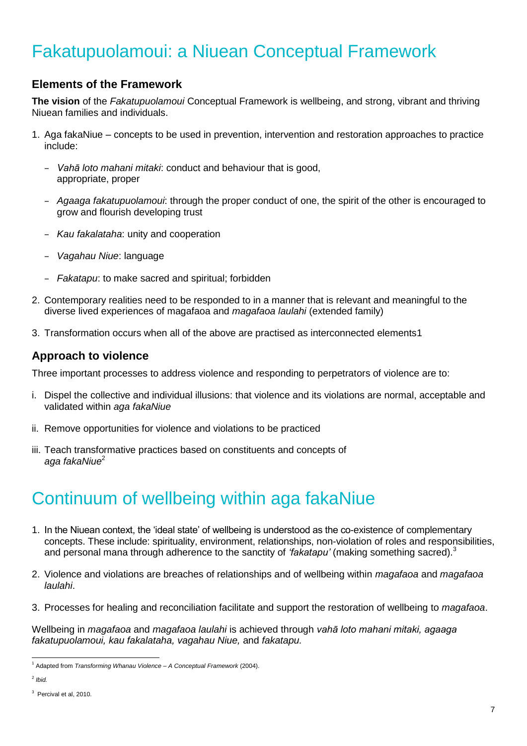# Fakatupuolamoui: a Niuean Conceptual Framework

## Elements of the Framework

**The vision** of the *Fakatupuolamoui* Conceptual Framework is wellbeing, and strong, vibrant and thriving Niuean families and individuals.

1. Aga fakaNiue – concepts to be used in prevention, intervention and restoration approaches to practice include:
   - *Vahā loto mahani mitaki*: conduct and behaviour that is good, appropriate, proper
   - *Agaaga fakatupuolamoui*: through the proper conduct of one, the spirit of the other is encouraged to grow and flourish developing trust
   - *Kau fakalataha*: unity and cooperation
   - *Vagahau Niue*: language
   - *Fakatapu*: to make sacred and spiritual; forbidden
2. Contemporary realities need to be responded to in a manner that is relevant and meaningful to the diverse lived experiences of magafaoa and *magafaoa laulahi* (extended family)
3. Transformation occurs when all of the above are practised as interconnected elements[1]

## Approach to violence

Three important processes to address violence and responding to perpetrators of violence are to:

i. Dispel the collective and individual illusions: that violence and its violations are normal, acceptable and validated within *aga fakaNiue*

ii. Remove opportunities for violence and violations to be practiced

iii. Teach transformative practices based on constituents and concepts of *aga fakaNiue*[2]

# Continuum of wellbeing within aga fakaNiue

1. In the Niuean context, the 'ideal state' of wellbeing is understood as the co-existence of complementary concepts. These include: spirituality, environment, relationships, non-violation of roles and responsibilities, and personal mana through adherence to the sanctity of *'fakatapu'* (making something sacred).[3]
2. Violence and violations are breaches of relationships and of wellbeing within *magafaoa* and *magafaoa laulahi*.
3. Processes for healing and reconciliation facilitate and support the restoration of wellbeing to *magafaoa*.

Wellbeing in *magafaoa* and *magafaoa laulahi* is achieved through *vahā loto mahani mitaki, agaaga fakatupuolamoui, kau fakalataha, vagahau Niue,* and *fakatapu.*

---

[1] Adapted from *Transforming Whanau Violence – A Conceptual Framework* (2004).

[2] *Ibid.*

[3] Percival et al, 2010.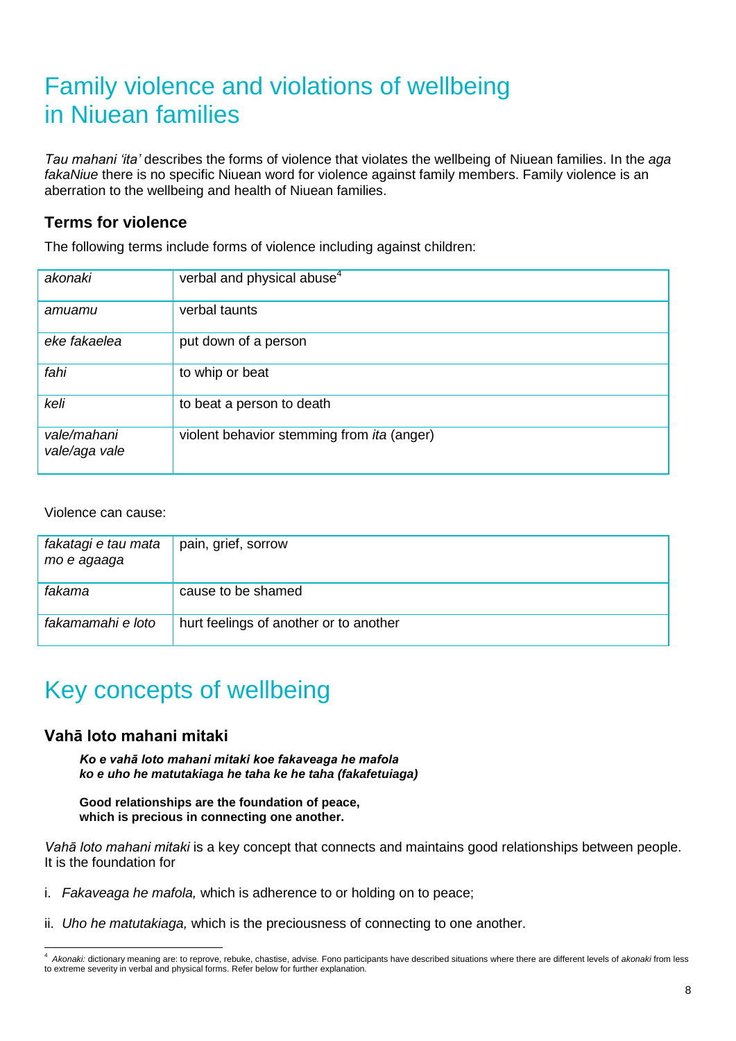# Family violence and violations of wellbeing in Niuean families

*Tau mahani 'ita'* describes the forms of violence that violates the wellbeing of Niuean families. In the *aga fakaNiue* there is no specific Niuean word for violence against family members. Family violence is an aberration to the wellbeing and health of Niuean families.

## Terms for violence

The following terms include forms of violence including against children:

| | |
|---|---|
| *akonaki* | verbal and physical abuse[4] |
| *amuamu* | verbal taunts |
| *eke fakaelea* | put down of a person |
| *fahi* | to whip or beat |
| *keli* | to beat a person to death |
| *vale/mahani vale/aga vale* | violent behavior stemming from *ita* (anger) |

Violence can cause:

| | |
|---|---|
| *fakatagi e tau mata mo e agaaga* | pain, grief, sorrow |
| *fakama* | cause to be shamed |
| *fakamamahi e loto* | hurt feelings of another or to another |

# Key concepts of wellbeing

## Vahā loto mahani mitaki

> ***Ko e vahā loto mahani mitaki koe fakaveaga he mafola ko e uho he matutakiaga he taha ke he taha (fakafetuiaga)***
>
> **Good relationships are the foundation of peace, which is precious in connecting one another.**

*Vahā loto mahani mitaki* is a key concept that connects and maintains good relationships between people. It is the foundation for

i. *Fakaveaga he mafola,* which is adherence to or holding on to peace;

ii. *Uho he matutakiaga,* which is the preciousness of connecting to one another.

---

[4] *Akonaki:* dictionary meaning are: to reprove, rebuke, chastise, advise. Fono participants have described situations where there are different levels of *akonaki* from less to extreme severity in verbal and physical forms. Refer below for further explanation.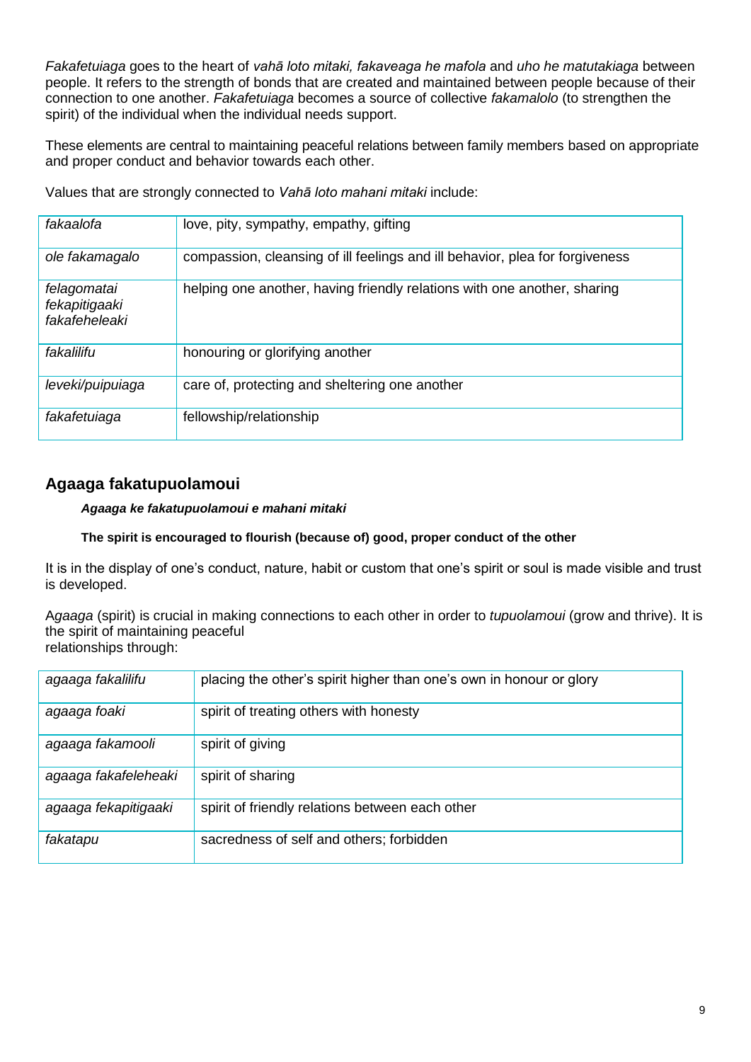*Fakafetuiaga* goes to the heart of *vahā loto mitaki, fakaveaga he mafola* and *uho he matutakiaga* between people. It refers to the strength of bonds that are created and maintained between people because of their connection to one another. *Fakafetuiaga* becomes a source of collective *fakamalolo* (to strengthen the spirit) of the individual when the individual needs support.

These elements are central to maintaining peaceful relations between family members based on appropriate and proper conduct and behavior towards each other.

Values that are strongly connected to *Vahā loto mahani mitaki* include:

| | |
|---|---|
| *fakaalofa* | love, pity, sympathy, empathy, gifting |
| *ole fakamagalo* | compassion, cleansing of ill feelings and ill behavior, plea for forgiveness |
| *felagomatai fekapitigaaki fakafeheleaki* | helping one another, having friendly relations with one another, sharing |
| *fakalilifu* | honouring or glorifying another |
| *leveki/puipuiaga* | care of, protecting and sheltering one another |
| *fakafetuiaga* | fellowship/relationship |

## Agaaga fakatupuolamoui

***Agaaga ke fakatupuolamoui e mahani mitaki***

**The spirit is encouraged to flourish (because of) good, proper conduct of the other**

It is in the display of one's conduct, nature, habit or custom that one's spirit or soul is made visible and trust is developed.

A*gaaga* (spirit) is crucial in making connections to each other in order to *tupuolamoui* (grow and thrive). It is the spirit of maintaining peaceful relationships through:

| | |
|---|---|
| *agaaga fakalilifu* | placing the other's spirit higher than one's own in honour or glory |
| *agaaga foaki* | spirit of treating others with honesty |
| *agaaga fakamooli* | spirit of giving |
| *agaaga fakafeleheaki* | spirit of sharing |
| *agaaga fekapitigaaki* | spirit of friendly relations between each other |
| *fakatapu* | sacredness of self and others; forbidden |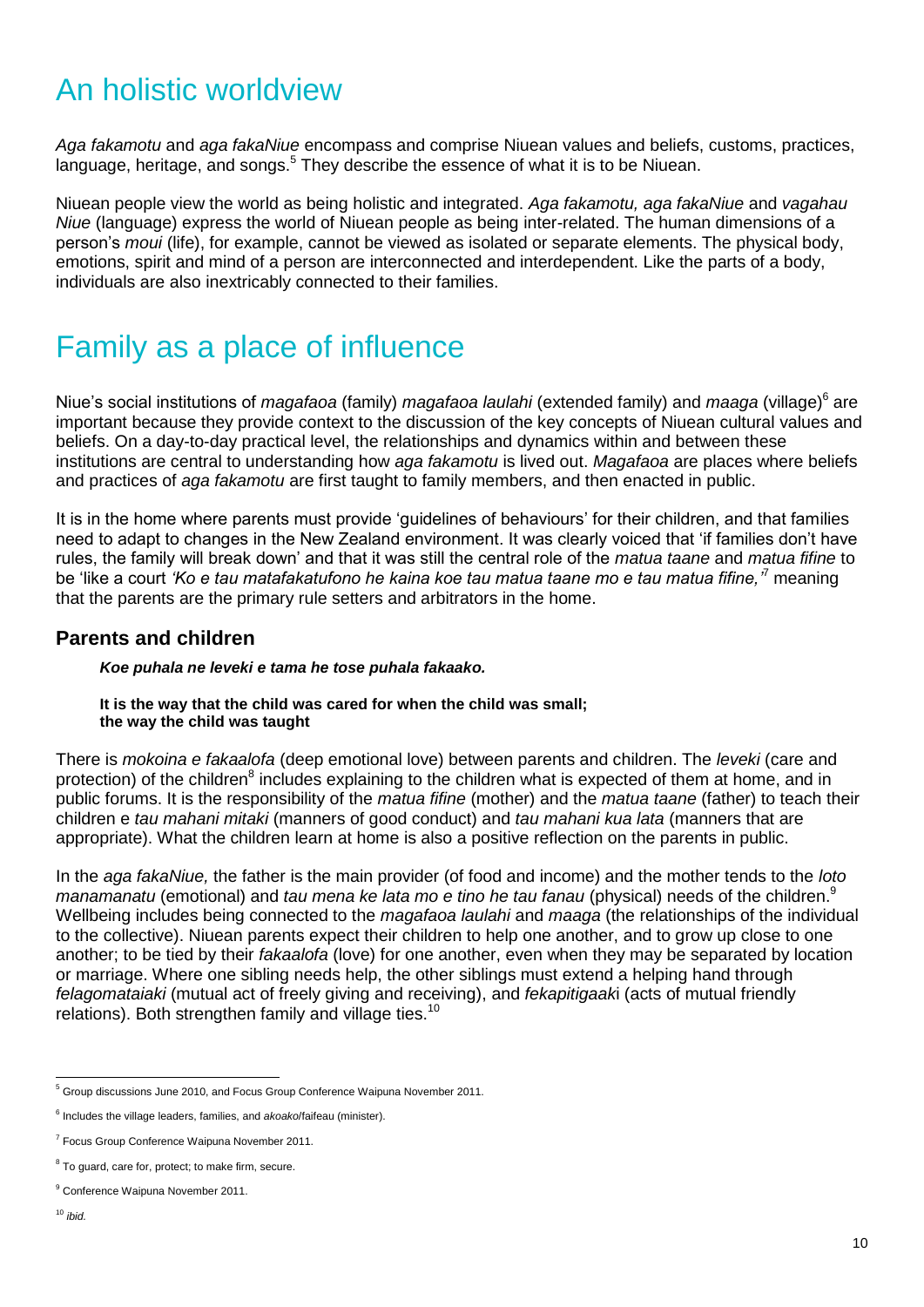# An holistic worldview

*Aga fakamotu* and *aga fakaNiue* encompass and comprise Niuean values and beliefs, customs, practices, language, heritage, and songs.[5] They describe the essence of what it is to be Niuean.

Niuean people view the world as being holistic and integrated. *Aga fakamotu, aga fakaNiue* and *vagahau Niue* (language) express the world of Niuean people as being inter-related. The human dimensions of a person's *moui* (life), for example, cannot be viewed as isolated or separate elements. The physical body, emotions, spirit and mind of a person are interconnected and interdependent. Like the parts of a body, individuals are also inextricably connected to their families.

# Family as a place of influence

Niue's social institutions of *magafaoa* (family) *magafaoa laulahi* (extended family) and *maaga* (village)[6] are important because they provide context to the discussion of the key concepts of Niuean cultural values and beliefs. On a day-to-day practical level, the relationships and dynamics within and between these institutions are central to understanding how *aga fakamotu* is lived out. *Magafaoa* are places where beliefs and practices of *aga fakamotu* are first taught to family members, and then enacted in public.

It is in the home where parents must provide 'guidelines of behaviours' for their children, and that families need to adapt to changes in the New Zealand environment. It was clearly voiced that 'if families don't have rules, the family will break down' and that it was still the central role of the *matua taane* and *matua fifine* to be 'like a court *'Ko e tau matafakatufono he kaina koe tau matua taane mo e tau matua fifine,'*[7] meaning that the parents are the primary rule setters and arbitrators in the home.

## Parents and children

> ***Koe puhala ne leveki e tama he tose puhala fakaako.***
>
> **It is the way that the child was cared for when the child was small;**
> **the way the child was taught**

There is *mokoina e fakaalofa* (deep emotional love) between parents and children. The *leveki* (care and protection) of the children[8] includes explaining to the children what is expected of them at home, and in public forums. It is the responsibility of the *matua fifine* (mother) and the *matua taane* (father) to teach their children e *tau mahani mitaki* (manners of good conduct) and *tau mahani kua lata* (manners that are appropriate). What the children learn at home is also a positive reflection on the parents in public.

In the *aga fakaNiue,* the father is the main provider (of food and income) and the mother tends to the *loto manamanatu* (emotional) and *tau mena ke lata mo e tino he tau fanau* (physical) needs of the children.[9] Wellbeing includes being connected to the *magafaoa laulahi* and *maaga* (the relationships of the individual to the collective). Niuean parents expect their children to help one another, and to grow up close to one another; to be tied by their *fakaalofa* (love) for one another, even when they may be separated by location or marriage. Where one sibling needs help, the other siblings must extend a helping hand through *felagomataiaki* (mutual act of freely giving and receiving), and *fekapitigaak*i (acts of mutual friendly relations). Both strengthen family and village ties.[10]

---

[5] Group discussions June 2010, and Focus Group Conference Waipuna November 2011.

[6] Includes the village leaders, families, and *akoako*/faifeau (minister).

[7] Focus Group Conference Waipuna November 2011.

[8] To guard, care for, protect; to make firm, secure.

[9] Conference Waipuna November 2011.

[10] *ibid.*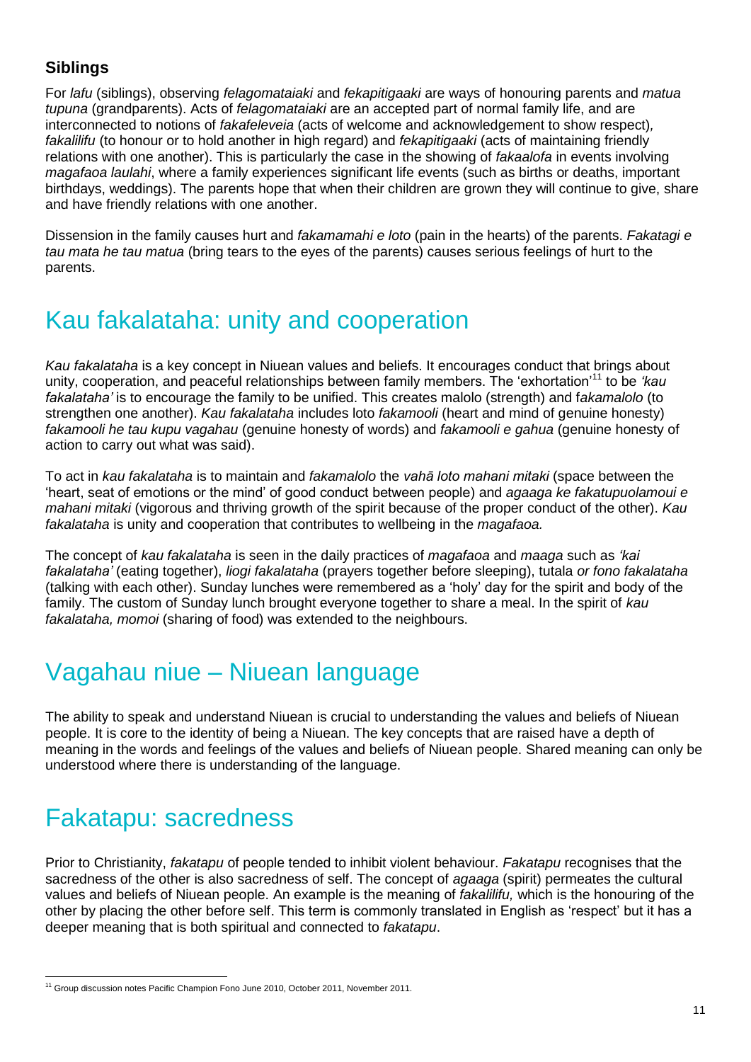### Siblings

For *lafu* (siblings), observing *felagomataiaki* and *fekapitigaaki* are ways of honouring parents and *matua tupuna* (grandparents). Acts of *felagomataiaki* are an accepted part of normal family life, and are interconnected to notions of *fakafeleveia* (acts of welcome and acknowledgement to show respect), *fakalilifu* (to honour or to hold another in high regard) and *fekapitigaaki* (acts of maintaining friendly relations with one another). This is particularly the case in the showing of *fakaalofa* in events involving *magafaoa laulahi*, where a family experiences significant life events (such as births or deaths, important birthdays, weddings). The parents hope that when their children are grown they will continue to give, share and have friendly relations with one another.

Dissension in the family causes hurt and *fakamamahi e loto* (pain in the hearts) of the parents. *Fakatagi e tau mata he tau matua* (bring tears to the eyes of the parents) causes serious feelings of hurt to the parents.

## Kau fakalataha: unity and cooperation

*Kau fakalataha* is a key concept in Niuean values and beliefs. It encourages conduct that brings about unity, cooperation, and peaceful relationships between family members. The 'exhortation'[11] to be *'kau fakalataha'* is to encourage the family to be unified. This creates malolo (strength) and f*akamalolo* (to strengthen one another). *Kau fakalataha* includes loto *fakamooli* (heart and mind of genuine honesty) *fakamooli he tau kupu vagahau* (genuine honesty of words) and *fakamooli e gahua* (genuine honesty of action to carry out what was said).

To act in *kau fakalataha* is to maintain and *fakamalolo* the *vahā loto mahani mitaki* (space between the 'heart, seat of emotions or the mind' of good conduct between people) and *agaaga ke fakatupuolamoui e mahani mitaki* (vigorous and thriving growth of the spirit because of the proper conduct of the other). *Kau fakalataha* is unity and cooperation that contributes to wellbeing in the *magafaoa.*

The concept of *kau fakalataha* is seen in the daily practices of *magafaoa* and *maaga* such as *'kai fakalataha'* (eating together), *liogi fakalataha* (prayers together before sleeping), tutala *or fono fakalataha* (talking with each other). Sunday lunches were remembered as a 'holy' day for the spirit and body of the family. The custom of Sunday lunch brought everyone together to share a meal. In the spirit of *kau fakalataha, momoi* (sharing of food) was extended to the neighbours.

## Vagahau niue – Niuean language

The ability to speak and understand Niuean is crucial to understanding the values and beliefs of Niuean people. It is core to the identity of being a Niuean. The key concepts that are raised have a depth of meaning in the words and feelings of the values and beliefs of Niuean people. Shared meaning can only be understood where there is understanding of the language.

## Fakatapu: sacredness

Prior to Christianity, *fakatapu* of people tended to inhibit violent behaviour. *Fakatapu* recognises that the sacredness of the other is also sacredness of self. The concept of *agaaga* (spirit) permeates the cultural values and beliefs of Niuean people. An example is the meaning of *fakalilifu,* which is the honouring of the other by placing the other before self. This term is commonly translated in English as 'respect' but it has a deeper meaning that is both spiritual and connected to *fakatapu*.

---

[11] Group discussion notes Pacific Champion Fono June 2010, October 2011, November 2011.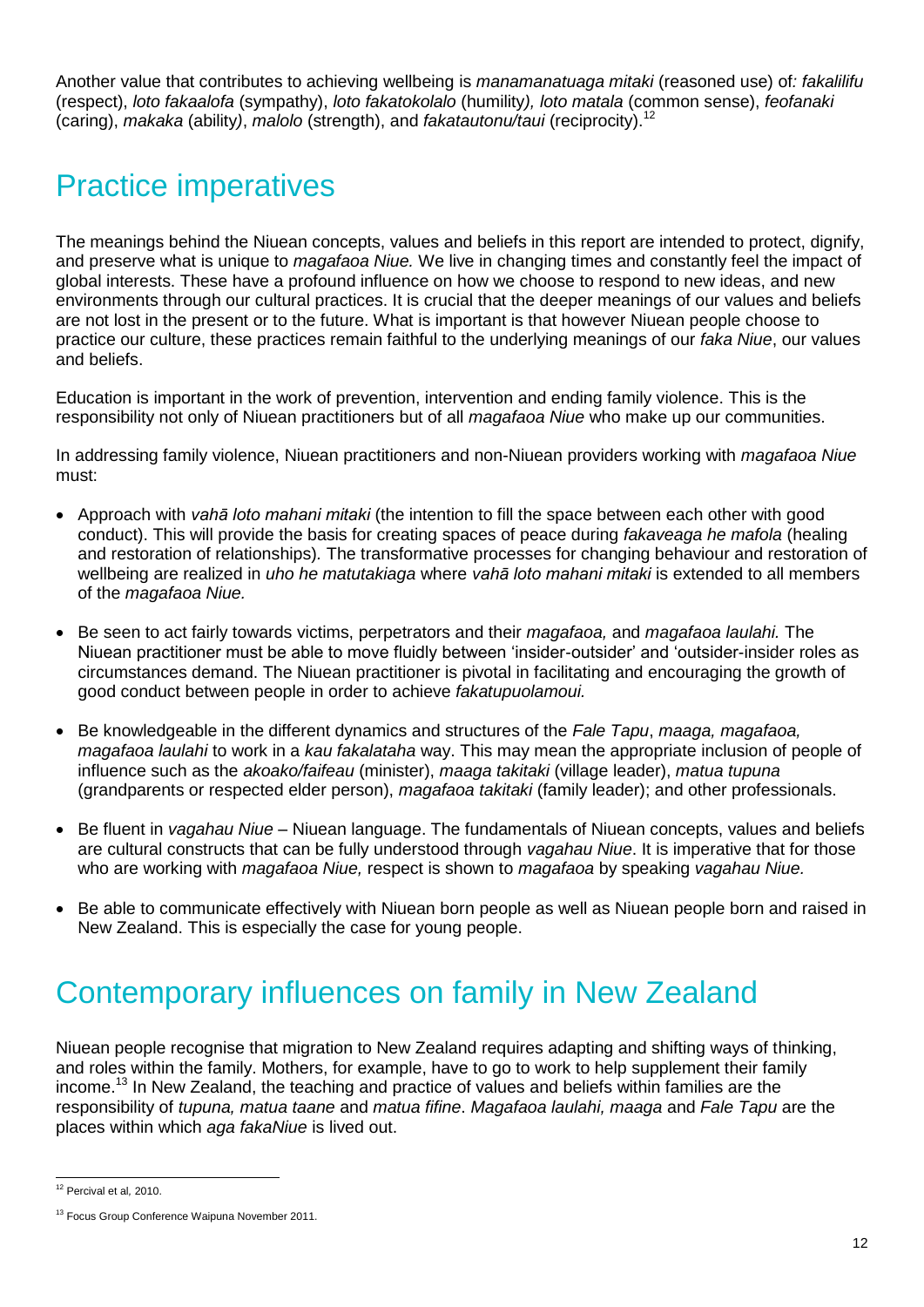Another value that contributes to achieving wellbeing is *manamanatuaga mitaki* (reasoned use) of*: fakalilifu* (respect), *loto fakaalofa* (sympathy), *loto fakatokolalo* (humility*), loto matala* (common sense), *feofanaki* (caring), *makaka* (ability*)*, *malolo* (strength), and *fakatautonu/taui* (reciprocity).[12]

# Practice imperatives

The meanings behind the Niuean concepts, values and beliefs in this report are intended to protect, dignify, and preserve what is unique to *magafaoa Niue.* We live in changing times and constantly feel the impact of global interests. These have a profound influence on how we choose to respond to new ideas, and new environments through our cultural practices. It is crucial that the deeper meanings of our values and beliefs are not lost in the present or to the future. What is important is that however Niuean people choose to practice our culture, these practices remain faithful to the underlying meanings of our *faka Niue*, our values and beliefs.

Education is important in the work of prevention, intervention and ending family violence. This is the responsibility not only of Niuean practitioners but of all *magafaoa Niue* who make up our communities.

In addressing family violence, Niuean practitioners and non-Niuean providers working with *magafaoa Niue* must:

- Approach with *vahā loto mahani mitaki* (the intention to fill the space between each other with good conduct). This will provide the basis for creating spaces of peace during *fakaveaga he mafola* (healing and restoration of relationships)*.* The transformative processes for changing behaviour and restoration of wellbeing are realized in *uho he matutakiaga* where *vahā loto mahani mitaki* is extended to all members of the *magafaoa Niue.*
- Be seen to act fairly towards victims, perpetrators and their *magafaoa,* and *magafaoa laulahi.* The Niuean practitioner must be able to move fluidly between 'insider-outsider' and 'outsider-insider roles as circumstances demand. The Niuean practitioner is pivotal in facilitating and encouraging the growth of good conduct between people in order to achieve *fakatupuolamoui.*
- Be knowledgeable in the different dynamics and structures of the *Fale Tapu*, *maaga, magafaoa, magafaoa laulahi* to work in a *kau fakalataha* way. This may mean the appropriate inclusion of people of influence such as the *akoako/faifeau* (minister), *maaga takitaki* (village leader), *matua tupuna* (grandparents or respected elder person), *magafaoa takitaki* (family leader); and other professionals.
- Be fluent in *vagahau Niue* – Niuean language. The fundamentals of Niuean concepts, values and beliefs are cultural constructs that can be fully understood through *vagahau Niue*. It is imperative that for those who are working with *magafaoa Niue,* respect is shown to *magafaoa* by speaking *vagahau Niue.*
- Be able to communicate effectively with Niuean born people as well as Niuean people born and raised in New Zealand. This is especially the case for young people.

# Contemporary influences on family in New Zealand

Niuean people recognise that migration to New Zealand requires adapting and shifting ways of thinking, and roles within the family. Mothers, for example, have to go to work to help supplement their family income.[13] In New Zealand, the teaching and practice of values and beliefs within families are the responsibility of *tupuna, matua taane* and *matua fifine*. *Magafaoa laulahi, maaga* and *Fale Tapu* are the places within which *aga fakaNiue* is lived out.

[12] Percival et al, 2010.

[13] Focus Group Conference Waipuna November 2011.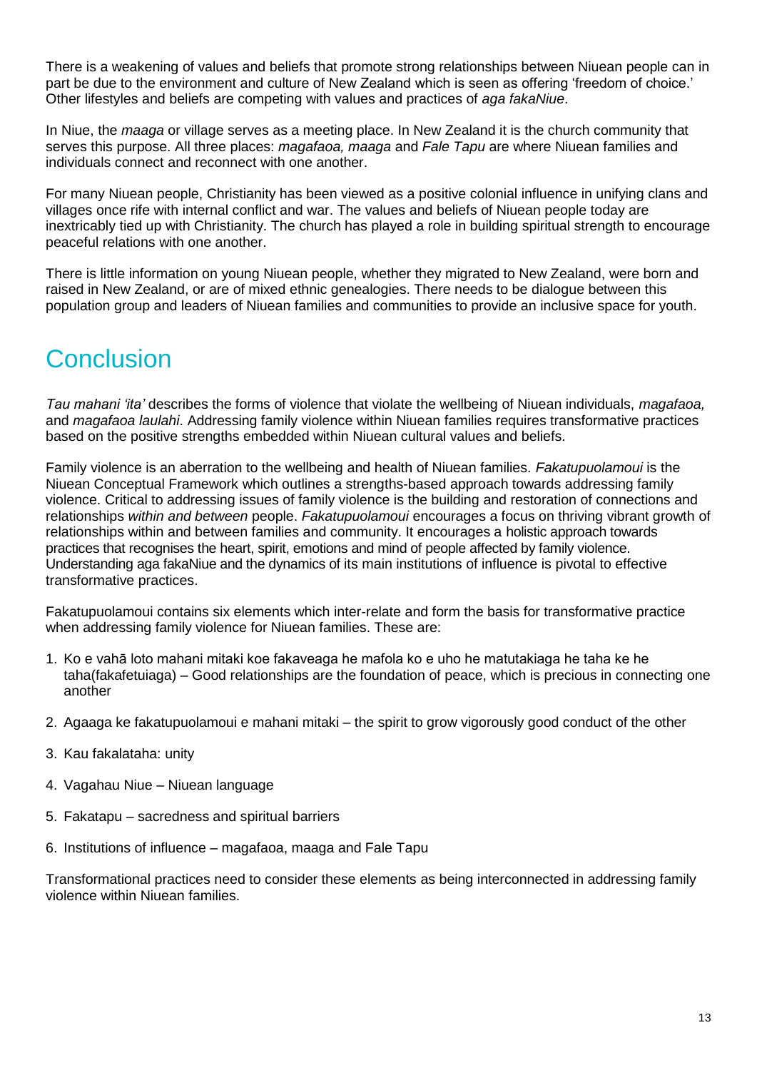There is a weakening of values and beliefs that promote strong relationships between Niuean people can in part be due to the environment and culture of New Zealand which is seen as offering 'freedom of choice.' Other lifestyles and beliefs are competing with values and practices of *aga fakaNiue*.

In Niue, the *maaga* or village serves as a meeting place. In New Zealand it is the church community that serves this purpose. All three places: *magafaoa, maaga* and *Fale Tapu* are where Niuean families and individuals connect and reconnect with one another.

For many Niuean people, Christianity has been viewed as a positive colonial influence in unifying clans and villages once rife with internal conflict and war. The values and beliefs of Niuean people today are inextricably tied up with Christianity. The church has played a role in building spiritual strength to encourage peaceful relations with one another.

There is little information on young Niuean people, whether they migrated to New Zealand, were born and raised in New Zealand, or are of mixed ethnic genealogies. There needs to be dialogue between this population group and leaders of Niuean families and communities to provide an inclusive space for youth.

# Conclusion

*Tau mahani 'ita'* describes the forms of violence that violate the wellbeing of Niuean individuals, *magafaoa,* and *magafaoa laulahi*. Addressing family violence within Niuean families requires transformative practices based on the positive strengths embedded within Niuean cultural values and beliefs.

Family violence is an aberration to the wellbeing and health of Niuean families. *Fakatupuolamoui* is the Niuean Conceptual Framework which outlines a strengths-based approach towards addressing family violence. Critical to addressing issues of family violence is the building and restoration of connections and relationships *within and between* people. *Fakatupuolamoui* encourages a focus on thriving vibrant growth of relationships within and between families and community. It encourages a holistic approach towards practices that recognises the heart, spirit, emotions and mind of people affected by family violence. Understanding aga fakaNiue and the dynamics of its main institutions of influence is pivotal to effective transformative practices.

Fakatupuolamoui contains six elements which inter-relate and form the basis for transformative practice when addressing family violence for Niuean families. These are:

1. Ko e vahā loto mahani mitaki koe fakaveaga he mafola ko e uho he matutakiaga he taha ke he taha(fakafetuiaga) – Good relationships are the foundation of peace, which is precious in connecting one another
2. Agaaga ke fakatupuolamoui e mahani mitaki – the spirit to grow vigorously good conduct of the other
3. Kau fakalataha: unity
4. Vagahau Niue – Niuean language
5. Fakatapu – sacredness and spiritual barriers
6. Institutions of influence – magafaoa, maaga and Fale Tapu

Transformational practices need to consider these elements as being interconnected in addressing family violence within Niuean families.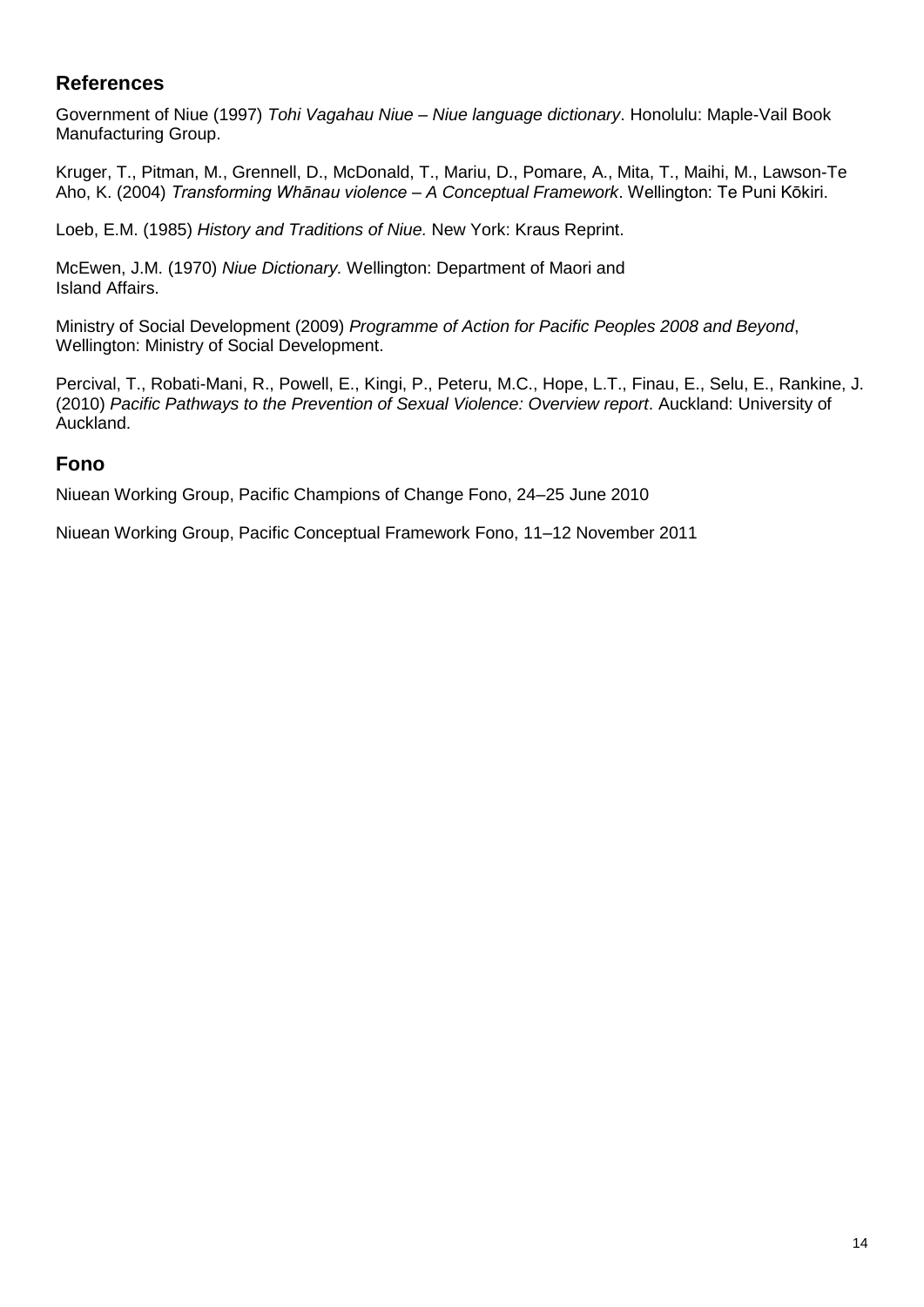## References

Government of Niue (1997) *Tohi Vagahau Niue – Niue language dictionary*. Honolulu: Maple-Vail Book Manufacturing Group.

Kruger, T., Pitman, M., Grennell, D., McDonald, T., Mariu, D., Pomare, A., Mita, T., Maihi, M., Lawson-Te Aho, K. (2004) *Transforming Whānau violence – A Conceptual Framework*. Wellington: Te Puni Kōkiri.

Loeb, E.M. (1985) *History and Traditions of Niue.* New York: Kraus Reprint.

McEwen, J.M. (1970) *Niue Dictionary.* Wellington: Department of Maori and Island Affairs.

Ministry of Social Development (2009) *Programme of Action for Pacific Peoples 2008 and Beyond*, Wellington: Ministry of Social Development.

Percival, T., Robati-Mani, R., Powell, E., Kingi, P., Peteru, M.C., Hope, L.T., Finau, E., Selu, E., Rankine, J. (2010) *Pacific Pathways to the Prevention of Sexual Violence: Overview report*. Auckland: University of Auckland.

## Fono

Niuean Working Group, Pacific Champions of Change Fono, 24–25 June 2010

Niuean Working Group, Pacific Conceptual Framework Fono, 11–12 November 2011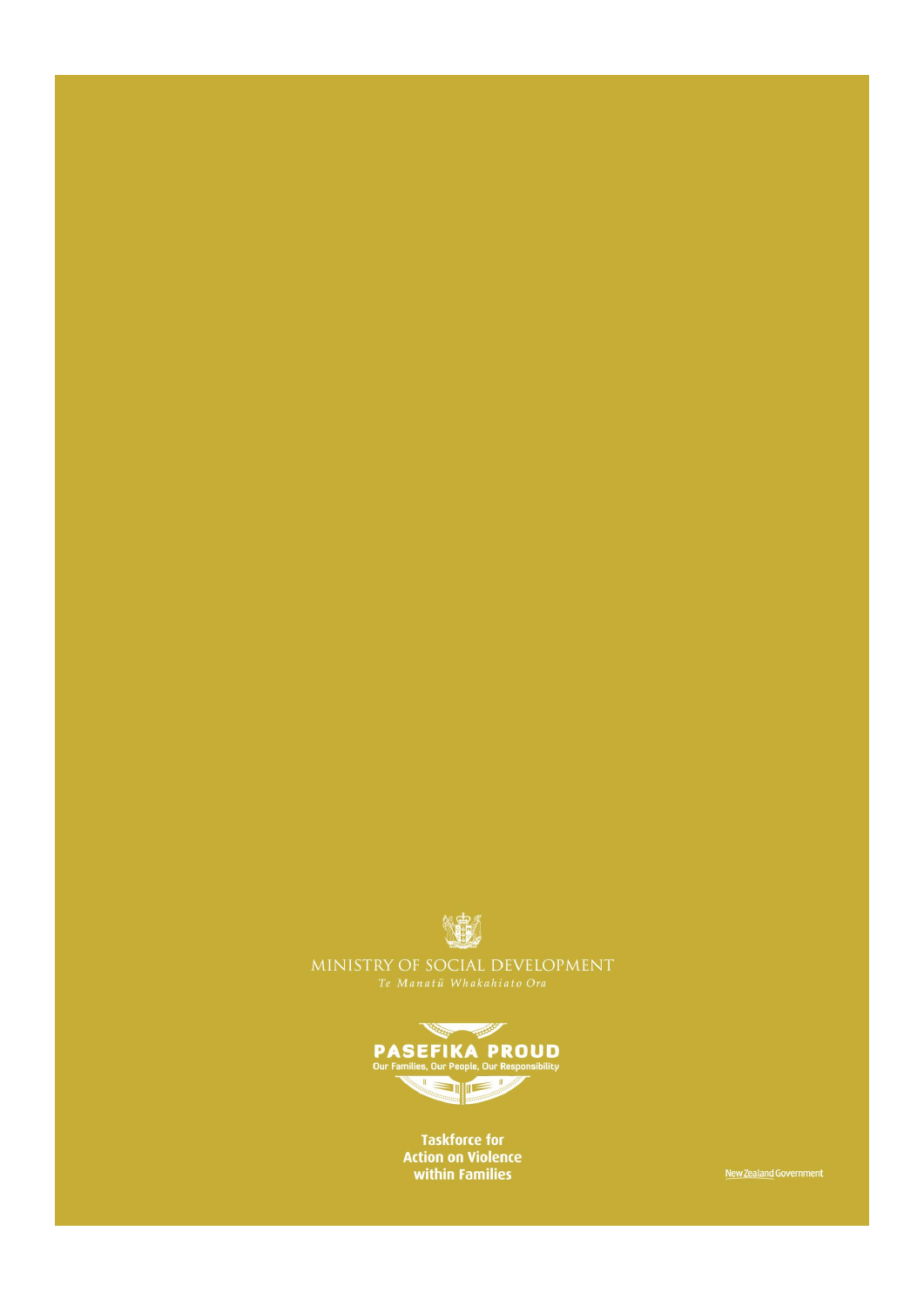MINISTRY OF SOCIAL DEVELOPMENT

*Te Manatū Whakahiato Ora*

**PASEFIKA PROUD**

**Our Families, Our People, Our Responsibility**

**Taskforce for Action on Violence within Families**

New Zealand Government